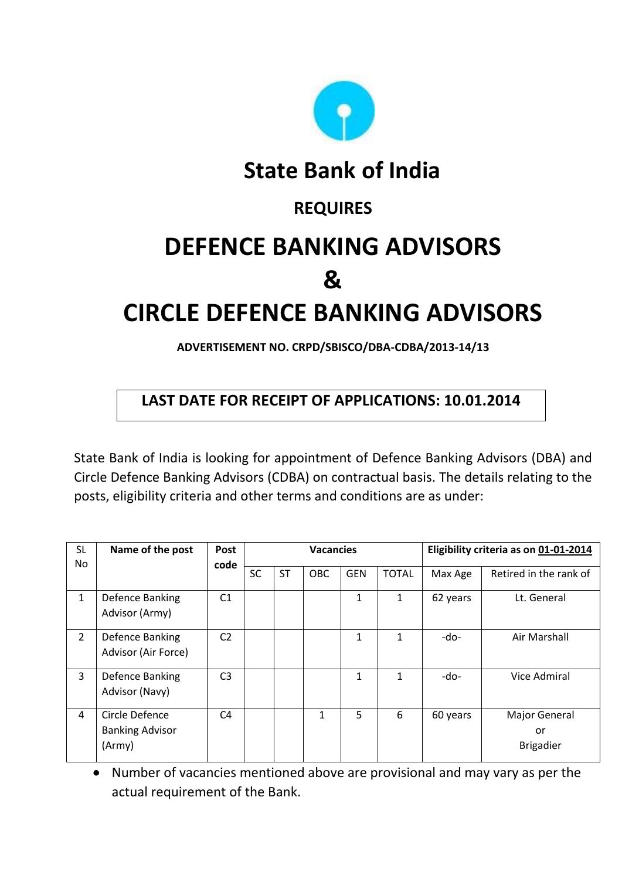# State Bank of India

## REQUIRES

# DEFENCE BANKING ADVISORS

# &

# CIRCLE DEFENCE BANKING ADVISORS

**ADVERTISEMENT NO. CRPD/SBISCO/DBA-CDBA/2013-14/13**

**LAST DATE FOR RECEIPT OF APPLICATIONS: 10.01.2014**

State Bank of India is looking for appointment of Defence Banking Advisors (DBA) and Circle Defence Banking Advisors (CDBA) on contractual basis. The details relating to the posts, eligibility criteria and other terms and conditions are as under:

| SL No | Name of the post | Post code | Vacancies | | | | | Eligibility criteria as on 01-01-2014 | |
|---|---|---|---|---|---|---|---|---|---|
| | | | SC | ST | OBC | GEN | TOTAL | Max Age | Retired in the rank of |
| 1 | Defence Banking Advisor (Army) | C1 | | | | 1 | 1 | 62 years | Lt. General |
| 2 | Defence Banking Advisor (Air Force) | C2 | | | | 1 | 1 | -do- | Air Marshall |
| 3 | Defence Banking Advisor (Navy) | C3 | | | | 1 | 1 | -do- | Vice Admiral |
| 4 | Circle Defence Banking Advisor (Army) | C4 | | | 1 | 5 | 6 | 60 years | Major General or Brigadier |

- Number of vacancies mentioned above are provisional and may vary as per the actual requirement of the Bank.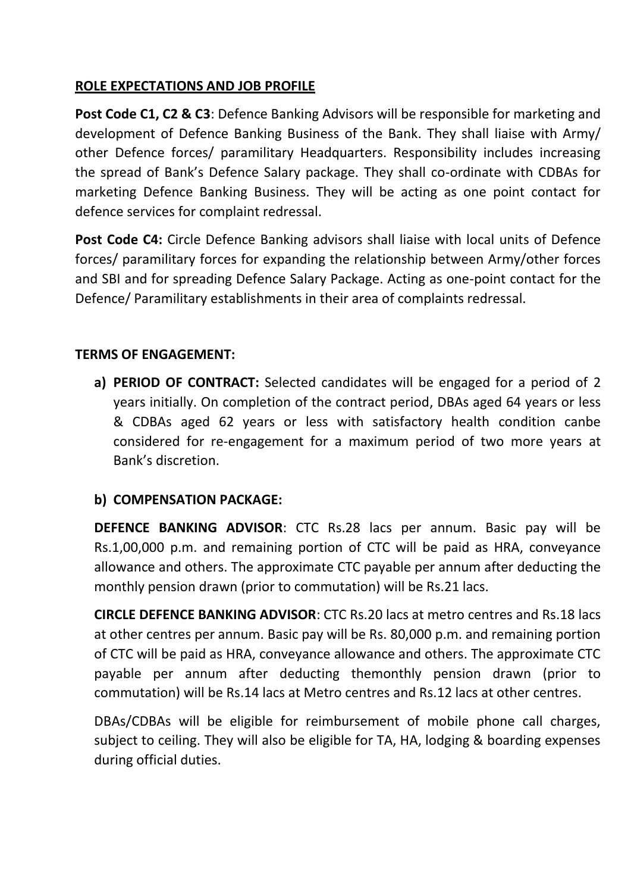## ROLE EXPECTATIONS AND JOB PROFILE

**Post Code C1, C2 & C3**: Defence Banking Advisors will be responsible for marketing and development of Defence Banking Business of the Bank. They shall liaise with Army/ other Defence forces/ paramilitary Headquarters. Responsibility includes increasing the spread of Bank's Defence Salary package. They shall co-ordinate with CDBAs for marketing Defence Banking Business. They will be acting as one point contact for defence services for complaint redressal.

**Post Code C4:** Circle Defence Banking advisors shall liaise with local units of Defence forces/ paramilitary forces for expanding the relationship between Army/other forces and SBI and for spreading Defence Salary Package. Acting as one-point contact for the Defence/ Paramilitary establishments in their area of complaints redressal.

**TERMS OF ENGAGEMENT:**

a) **PERIOD OF CONTRACT:** Selected candidates will be engaged for a period of 2 years initially. On completion of the contract period, DBAs aged 64 years or less & CDBAs aged 62 years or less with satisfactory health condition canbe considered for re-engagement for a maximum period of two more years at Bank's discretion.

b) **COMPENSATION PACKAGE:**

**DEFENCE BANKING ADVISOR**: CTC Rs.28 lacs per annum. Basic pay will be Rs.1,00,000 p.m. and remaining portion of CTC will be paid as HRA, conveyance allowance and others. The approximate CTC payable per annum after deducting the monthly pension drawn (prior to commutation) will be Rs.21 lacs.

**CIRCLE DEFENCE BANKING ADVISOR**: CTC Rs.20 lacs at metro centres and Rs.18 lacs at other centres per annum. Basic pay will be Rs. 80,000 p.m. and remaining portion of CTC will be paid as HRA, conveyance allowance and others. The approximate CTC payable per annum after deducting themonthly pension drawn (prior to commutation) will be Rs.14 lacs at Metro centres and Rs.12 lacs at other centres.

DBAs/CDBAs will be eligible for reimbursement of mobile phone call charges, subject to ceiling. They will also be eligible for TA, HA, lodging & boarding expenses during official duties.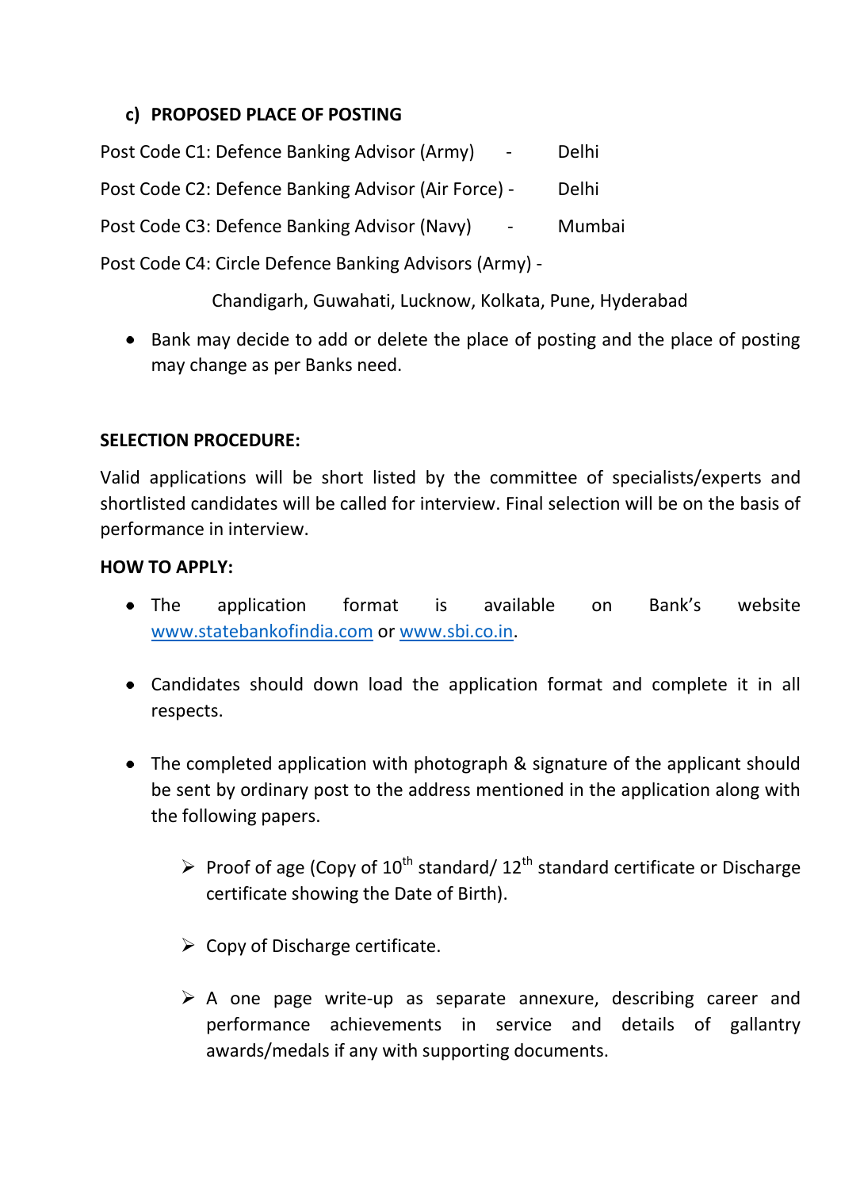### c) PROPOSED PLACE OF POSTING

Post Code C1: Defence Banking Advisor (Army) - Delhi

Post Code C2: Defence Banking Advisor (Air Force) - Delhi

Post Code C3: Defence Banking Advisor (Navy) - Mumbai

Post Code C4: Circle Defence Banking Advisors (Army) -

Chandigarh, Guwahati, Lucknow, Kolkata, Pune, Hyderabad

- Bank may decide to add or delete the place of posting and the place of posting may change as per Banks need.

**SELECTION PROCEDURE:**

Valid applications will be short listed by the committee of specialists/experts and shortlisted candidates will be called for interview. Final selection will be on the basis of performance in interview.

**HOW TO APPLY:**

- The application format is available on Bank's website www.statebankofindia.com or www.sbi.co.in.
- Candidates should down load the application format and complete it in all respects.
- The completed application with photograph & signature of the applicant should be sent by ordinary post to the address mentioned in the application along with the following papers.
  - Proof of age (Copy of 10th standard/ 12th standard certificate or Discharge certificate showing the Date of Birth).
  - Copy of Discharge certificate.
  - A one page write-up as separate annexure, describing career and performance achievements in service and details of gallantry awards/medals if any with supporting documents.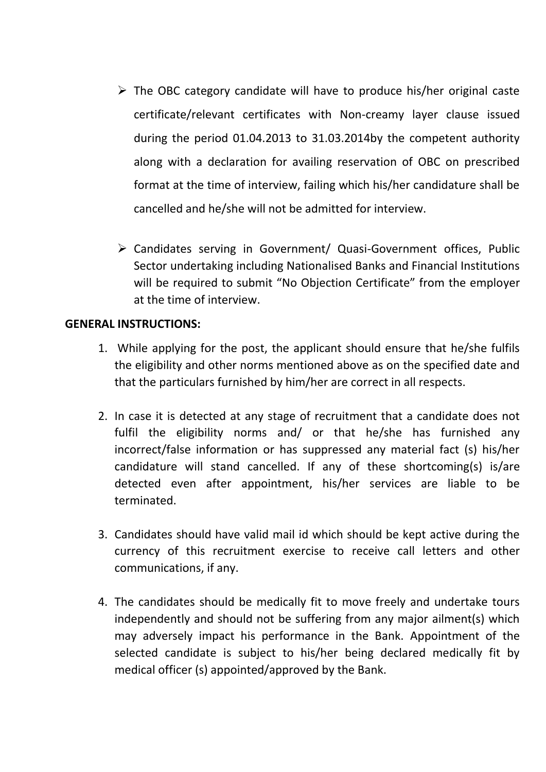- The OBC category candidate will have to produce his/her original caste certificate/relevant certificates with Non-creamy layer clause issued during the period 01.04.2013 to 31.03.2014by the competent authority along with a declaration for availing reservation of OBC on prescribed format at the time of interview, failing which his/her candidature shall be cancelled and he/she will not be admitted for interview.

- Candidates serving in Government/ Quasi-Government offices, Public Sector undertaking including Nationalised Banks and Financial Institutions will be required to submit "No Objection Certificate" from the employer at the time of interview.

**GENERAL INSTRUCTIONS:**

1. While applying for the post, the applicant should ensure that he/she fulfils the eligibility and other norms mentioned above as on the specified date and that the particulars furnished by him/her are correct in all respects.

2. In case it is detected at any stage of recruitment that a candidate does not fulfil the eligibility norms and/ or that he/she has furnished any incorrect/false information or has suppressed any material fact (s) his/her candidature will stand cancelled. If any of these shortcoming(s) is/are detected even after appointment, his/her services are liable to be terminated.

3. Candidates should have valid mail id which should be kept active during the currency of this recruitment exercise to receive call letters and other communications, if any.

4. The candidates should be medically fit to move freely and undertake tours independently and should not be suffering from any major ailment(s) which may adversely impact his performance in the Bank. Appointment of the selected candidate is subject to his/her being declared medically fit by medical officer (s) appointed/approved by the Bank.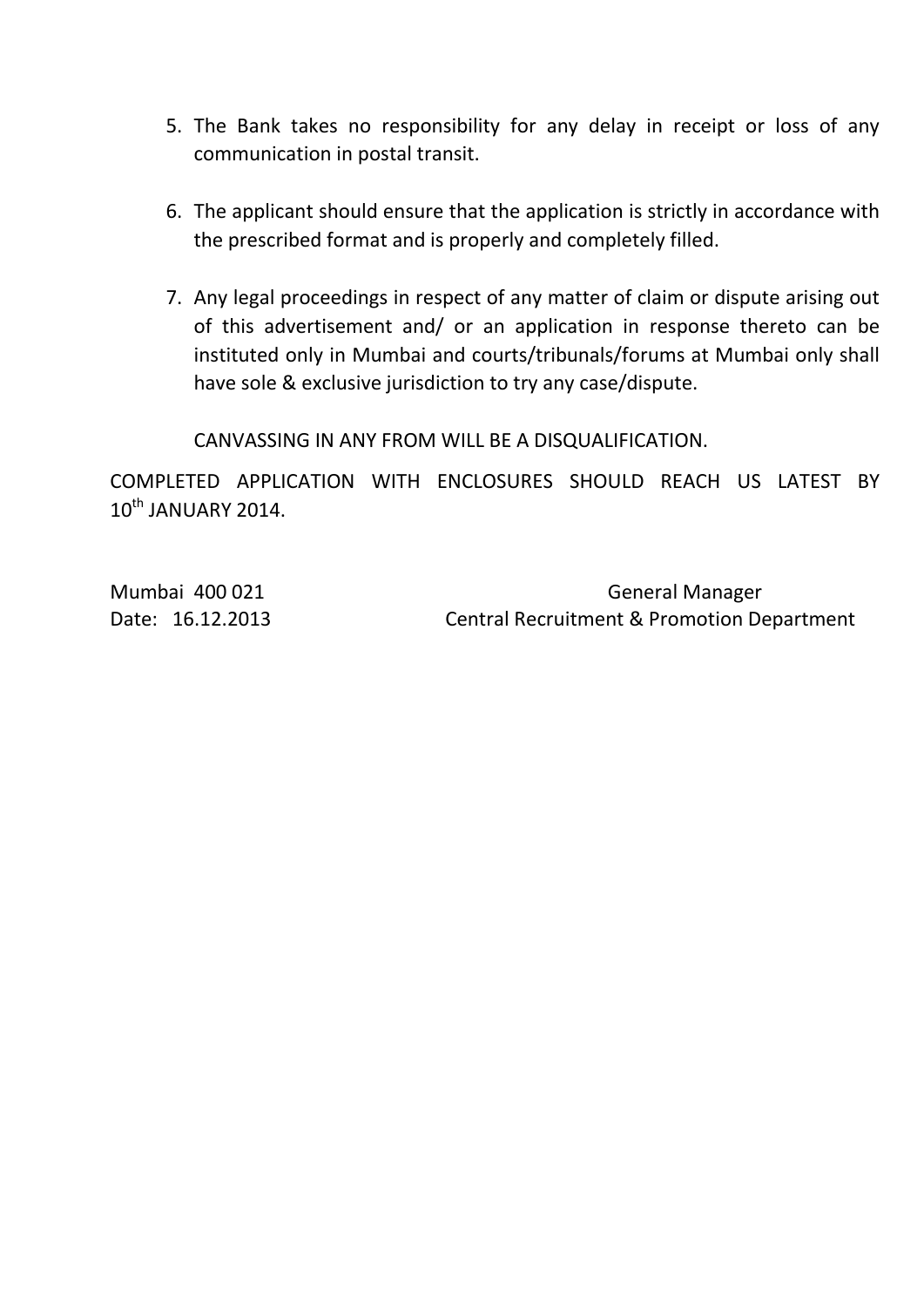5. The Bank takes no responsibility for any delay in receipt or loss of any communication in postal transit.

6. The applicant should ensure that the application is strictly in accordance with the prescribed format and is properly and completely filled.

7. Any legal proceedings in respect of any matter of claim or dispute arising out of this advertisement and/ or an application in response thereto can be instituted only in Mumbai and courts/tribunals/forums at Mumbai only shall have sole & exclusive jurisdiction to try any case/dispute.

   CANVASSING IN ANY FROM WILL BE A DISQUALIFICATION.

COMPLETED APPLICATION WITH ENCLOSURES SHOULD REACH US LATEST BY 10th JANUARY 2014.

Mumbai 400 021
Date: 16.12.2013

General Manager
Central Recruitment & Promotion Department